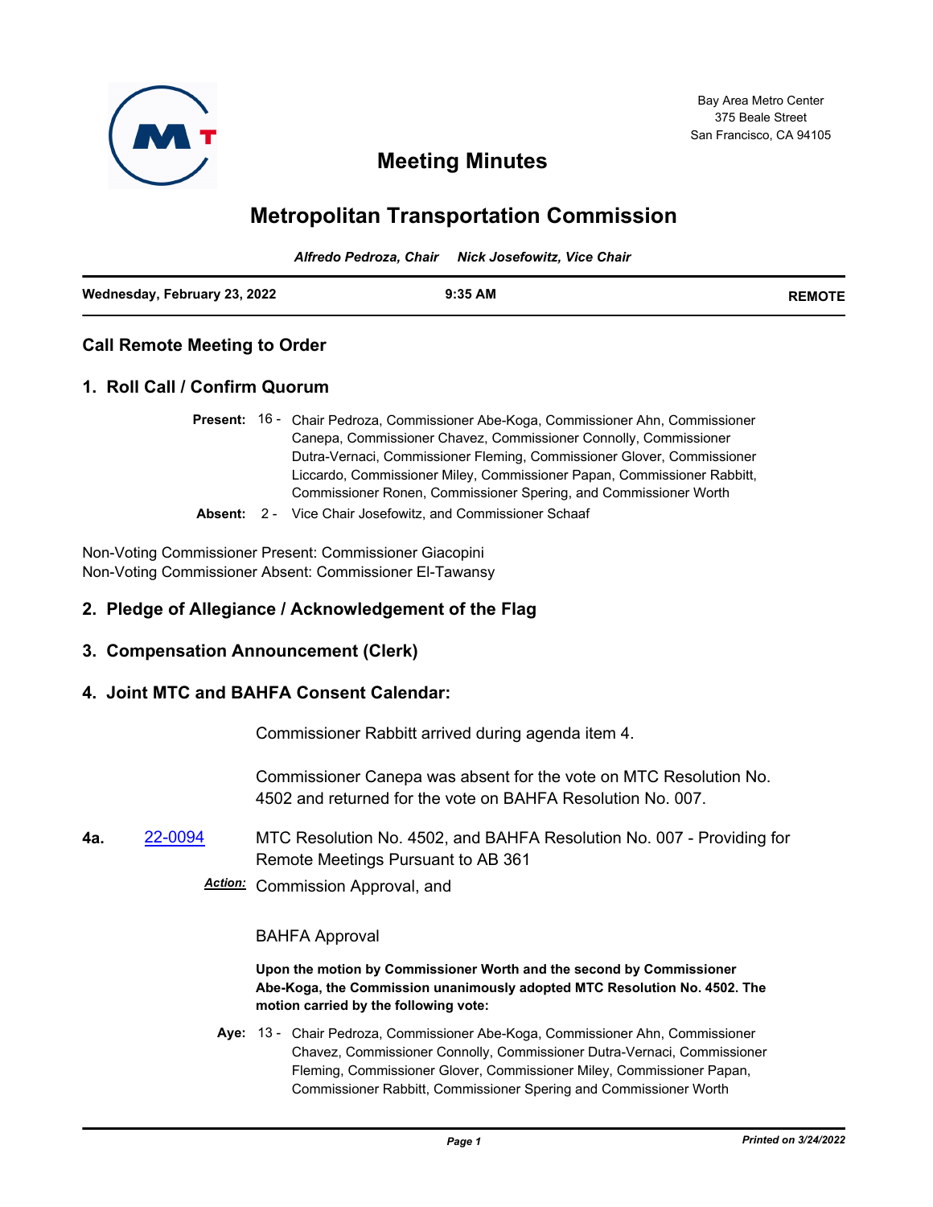Bay Area Metro Center
375 Beale Street
San Francisco, CA 94105

# Meeting Minutes

# Metropolitan Transportation Commission

*Alfredo Pedroza, Chair     Nick Josefowitz, Vice Chair*

**Wednesday, February 23, 2022** | **9:35 AM** | **REMOTE**

## Call Remote Meeting to Order

## 1. Roll Call / Confirm Quorum

**Present:** 16 - Chair Pedroza, Commissioner Abe-Koga, Commissioner Ahn, Commissioner Canepa, Commissioner Chavez, Commissioner Connolly, Commissioner Dutra-Vernaci, Commissioner Fleming, Commissioner Glover, Commissioner Liccardo, Commissioner Miley, Commissioner Papan, Commissioner Rabbitt, Commissioner Ronen, Commissioner Spering, and Commissioner Worth

**Absent:** 2 - Vice Chair Josefowitz, and Commissioner Schaaf

Non-Voting Commissioner Present: Commissioner Giacopini
Non-Voting Commissioner Absent: Commissioner El-Tawansy

## 2. Pledge of Allegiance / Acknowledgement of the Flag

## 3. Compensation Announcement (Clerk)

## 4. Joint MTC and BAHFA Consent Calendar:

Commissioner Rabbitt arrived during agenda item 4.

Commissioner Canepa was absent for the vote on MTC Resolution No. 4502 and returned for the vote on BAHFA Resolution No. 007.

**4a.** [22-0094](22-0094) MTC Resolution No. 4502, and BAHFA Resolution No. 007 - Providing for Remote Meetings Pursuant to AB 361

***Action:*** Commission Approval, and

BAHFA Approval

**Upon the motion by Commissioner Worth and the second by Commissioner Abe-Koga, the Commission unanimously adopted MTC Resolution No. 4502. The motion carried by the following vote:**

**Aye:** 13 - Chair Pedroza, Commissioner Abe-Koga, Commissioner Ahn, Commissioner Chavez, Commissioner Connolly, Commissioner Dutra-Vernaci, Commissioner Fleming, Commissioner Glover, Commissioner Miley, Commissioner Papan, Commissioner Rabbitt, Commissioner Spering and Commissioner Worth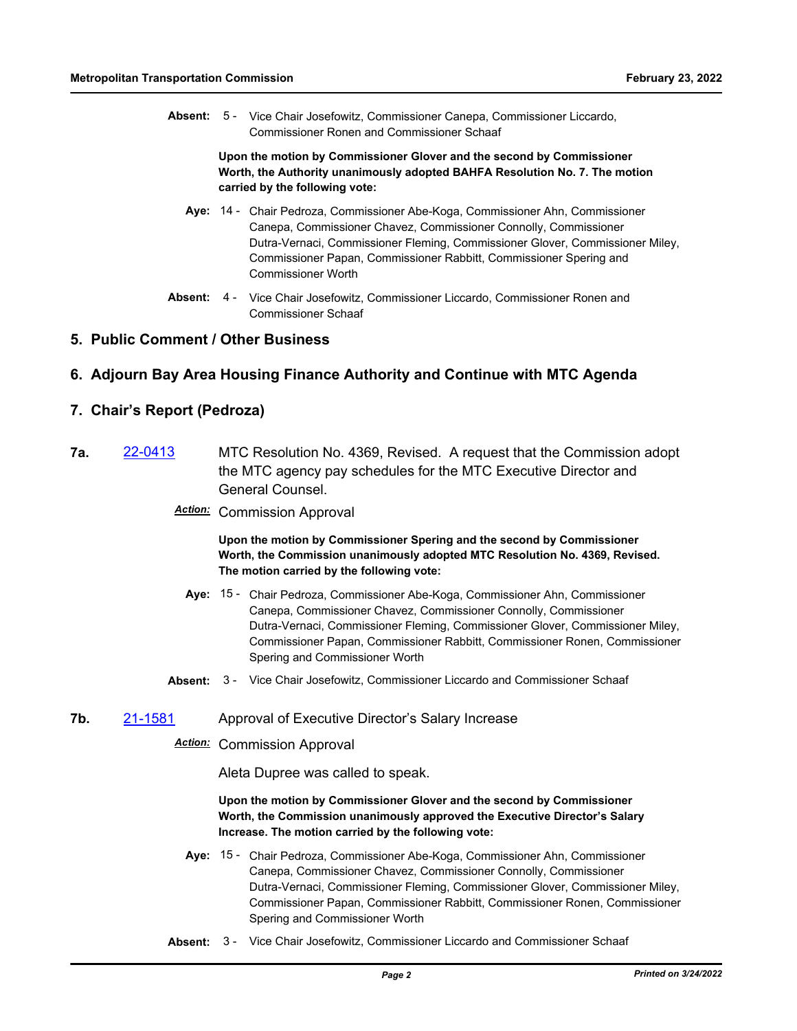**Absent:** 5 - Vice Chair Josefowitz, Commissioner Canepa, Commissioner Liccardo, Commissioner Ronen and Commissioner Schaaf

**Upon the motion by Commissioner Glover and the second by Commissioner Worth, the Authority unanimously adopted BAHFA Resolution No. 7. The motion carried by the following vote:**

**Aye:** 14 - Chair Pedroza, Commissioner Abe-Koga, Commissioner Ahn, Commissioner Canepa, Commissioner Chavez, Commissioner Connolly, Commissioner Dutra-Vernaci, Commissioner Fleming, Commissioner Glover, Commissioner Miley, Commissioner Papan, Commissioner Rabbitt, Commissioner Spering and Commissioner Worth

**Absent:** 4 - Vice Chair Josefowitz, Commissioner Liccardo, Commissioner Ronen and Commissioner Schaaf

## 5. Public Comment / Other Business

## 6. Adjourn Bay Area Housing Finance Authority and Continue with MTC Agenda

## 7. Chair's Report (Pedroza)

**7a.** 22-0413 MTC Resolution No. 4369, Revised. A request that the Commission adopt the MTC agency pay schedules for the MTC Executive Director and General Counsel.

***Action:*** Commission Approval

**Upon the motion by Commissioner Spering and the second by Commissioner Worth, the Commission unanimously adopted MTC Resolution No. 4369, Revised. The motion carried by the following vote:**

**Aye:** 15 - Chair Pedroza, Commissioner Abe-Koga, Commissioner Ahn, Commissioner Canepa, Commissioner Chavez, Commissioner Connolly, Commissioner Dutra-Vernaci, Commissioner Fleming, Commissioner Glover, Commissioner Miley, Commissioner Papan, Commissioner Rabbitt, Commissioner Ronen, Commissioner Spering and Commissioner Worth

**Absent:** 3 - Vice Chair Josefowitz, Commissioner Liccardo and Commissioner Schaaf

**7b.** 21-1581 Approval of Executive Director's Salary Increase

***Action:*** Commission Approval

Aleta Dupree was called to speak.

**Upon the motion by Commissioner Glover and the second by Commissioner Worth, the Commission unanimously approved the Executive Director's Salary Increase. The motion carried by the following vote:**

**Aye:** 15 - Chair Pedroza, Commissioner Abe-Koga, Commissioner Ahn, Commissioner Canepa, Commissioner Chavez, Commissioner Connolly, Commissioner Dutra-Vernaci, Commissioner Fleming, Commissioner Glover, Commissioner Miley, Commissioner Papan, Commissioner Rabbitt, Commissioner Ronen, Commissioner Spering and Commissioner Worth

**Absent:** 3 - Vice Chair Josefowitz, Commissioner Liccardo and Commissioner Schaaf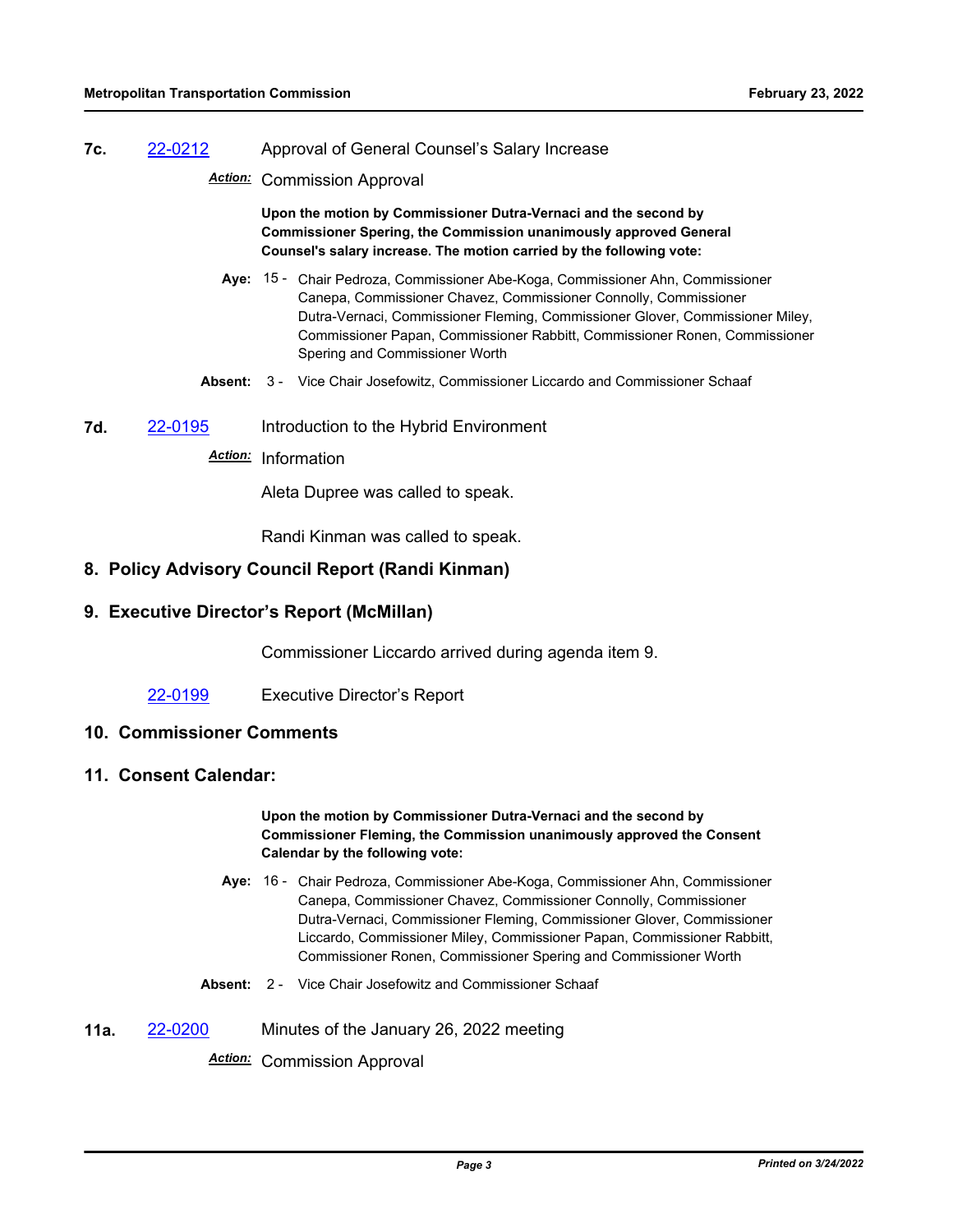**7c.** 22-0212 Approval of General Counsel's Salary Increase

*Action:* Commission Approval

**Upon the motion by Commissioner Dutra-Vernaci and the second by Commissioner Spering, the Commission unanimously approved General Counsel's salary increase. The motion carried by the following vote:**

**Aye:** 15 - Chair Pedroza, Commissioner Abe-Koga, Commissioner Ahn, Commissioner Canepa, Commissioner Chavez, Commissioner Connolly, Commissioner Dutra-Vernaci, Commissioner Fleming, Commissioner Glover, Commissioner Miley, Commissioner Papan, Commissioner Rabbitt, Commissioner Ronen, Commissioner Spering and Commissioner Worth

**Absent:** 3 - Vice Chair Josefowitz, Commissioner Liccardo and Commissioner Schaaf

**7d.** 22-0195 Introduction to the Hybrid Environment

*Action:* Information

Aleta Dupree was called to speak.

Randi Kinman was called to speak.

## 8. Policy Advisory Council Report (Randi Kinman)

## 9. Executive Director's Report (McMillan)

Commissioner Liccardo arrived during agenda item 9.

22-0199 Executive Director's Report

## 10. Commissioner Comments

## 11. Consent Calendar:

**Upon the motion by Commissioner Dutra-Vernaci and the second by Commissioner Fleming, the Commission unanimously approved the Consent Calendar by the following vote:**

**Aye:** 16 - Chair Pedroza, Commissioner Abe-Koga, Commissioner Ahn, Commissioner Canepa, Commissioner Chavez, Commissioner Connolly, Commissioner Dutra-Vernaci, Commissioner Fleming, Commissioner Glover, Commissioner Liccardo, Commissioner Miley, Commissioner Papan, Commissioner Rabbitt, Commissioner Ronen, Commissioner Spering and Commissioner Worth

**Absent:** 2 - Vice Chair Josefowitz and Commissioner Schaaf

**11a.** 22-0200 Minutes of the January 26, 2022 meeting

*Action:* Commission Approval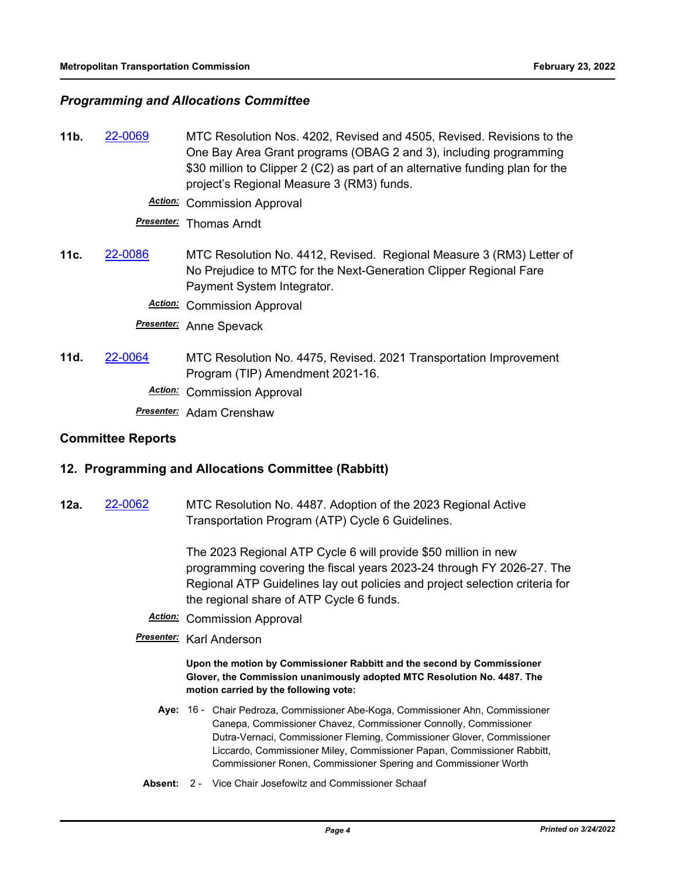### *Programming and Allocations Committee*

**11b.** 22-0069 MTC Resolution Nos. 4202, Revised and 4505, Revised. Revisions to the One Bay Area Grant programs (OBAG 2 and 3), including programming $30 million to Clipper 2 (C2) as part of an alternative funding plan for the project's Regional Measure 3 (RM3) funds.

***Action:*** Commission Approval

***Presenter:*** Thomas Arndt

**11c.** 22-0086 MTC Resolution No. 4412, Revised. Regional Measure 3 (RM3) Letter of No Prejudice to MTC for the Next-Generation Clipper Regional Fare Payment System Integrator.

***Action:*** Commission Approval

***Presenter:*** Anne Spevack

**11d.** 22-0064 MTC Resolution No. 4475, Revised. 2021 Transportation Improvement Program (TIP) Amendment 2021-16.

***Action:*** Commission Approval

***Presenter:*** Adam Crenshaw

## Committee Reports

## 12. Programming and Allocations Committee (Rabbitt)

**12a.** 22-0062 MTC Resolution No. 4487. Adoption of the 2023 Regional Active Transportation Program (ATP) Cycle 6 Guidelines.

The 2023 Regional ATP Cycle 6 will provide $50 million in new programming covering the fiscal years 2023-24 through FY 2026-27. The Regional ATP Guidelines lay out policies and project selection criteria for the regional share of ATP Cycle 6 funds.

***Action:*** Commission Approval

***Presenter:*** Karl Anderson

**Upon the motion by Commissioner Rabbitt and the second by Commissioner Glover, the Commission unanimously adopted MTC Resolution No. 4487. The motion carried by the following vote:**

**Aye:** 16 - Chair Pedroza, Commissioner Abe-Koga, Commissioner Ahn, Commissioner Canepa, Commissioner Chavez, Commissioner Connolly, Commissioner Dutra-Vernaci, Commissioner Fleming, Commissioner Glover, Commissioner Liccardo, Commissioner Miley, Commissioner Papan, Commissioner Rabbitt, Commissioner Ronen, Commissioner Spering and Commissioner Worth

**Absent:** 2 - Vice Chair Josefowitz and Commissioner Schaaf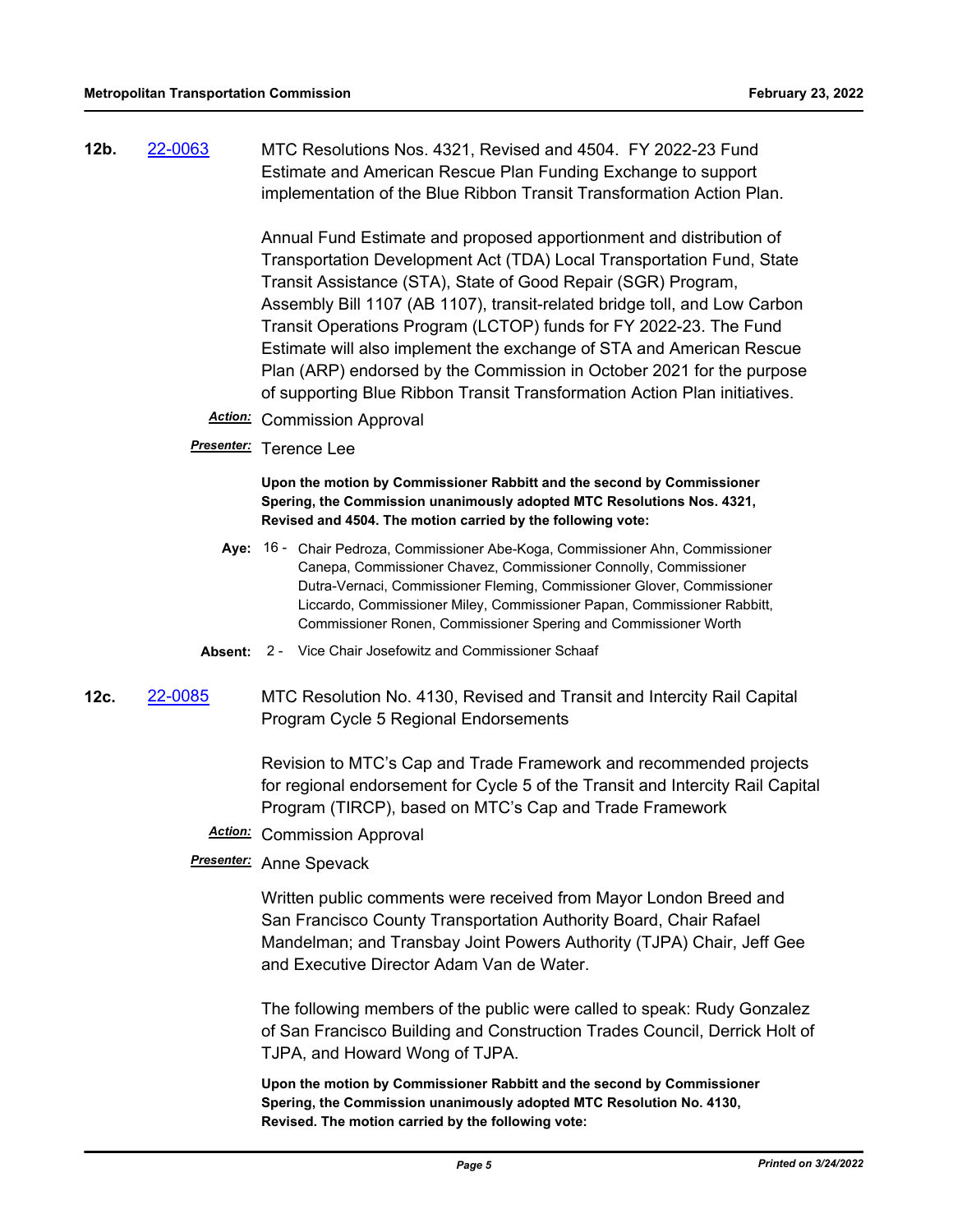**12b.** [22-0063](22-0063) MTC Resolutions Nos. 4321, Revised and 4504. FY 2022-23 Fund Estimate and American Rescue Plan Funding Exchange to support implementation of the Blue Ribbon Transit Transformation Action Plan.

Annual Fund Estimate and proposed apportionment and distribution of Transportation Development Act (TDA) Local Transportation Fund, State Transit Assistance (STA), State of Good Repair (SGR) Program, Assembly Bill 1107 (AB 1107), transit-related bridge toll, and Low Carbon Transit Operations Program (LCTOP) funds for FY 2022-23. The Fund Estimate will also implement the exchange of STA and American Rescue Plan (ARP) endorsed by the Commission in October 2021 for the purpose of supporting Blue Ribbon Transit Transformation Action Plan initiatives.

***Action:*** Commission Approval

***Presenter:*** Terence Lee

**Upon the motion by Commissioner Rabbitt and the second by Commissioner Spering, the Commission unanimously adopted MTC Resolutions Nos. 4321, Revised and 4504. The motion carried by the following vote:**

**Aye:** 16 - Chair Pedroza, Commissioner Abe-Koga, Commissioner Ahn, Commissioner Canepa, Commissioner Chavez, Commissioner Connolly, Commissioner Dutra-Vernaci, Commissioner Fleming, Commissioner Glover, Commissioner Liccardo, Commissioner Miley, Commissioner Papan, Commissioner Rabbitt, Commissioner Ronen, Commissioner Spering and Commissioner Worth

**Absent:** 2 - Vice Chair Josefowitz and Commissioner Schaaf

**12c.** [22-0085](22-0085) MTC Resolution No. 4130, Revised and Transit and Intercity Rail Capital Program Cycle 5 Regional Endorsements

Revision to MTC's Cap and Trade Framework and recommended projects for regional endorsement for Cycle 5 of the Transit and Intercity Rail Capital Program (TIRCP), based on MTC's Cap and Trade Framework

***Action:*** Commission Approval

***Presenter:*** Anne Spevack

Written public comments were received from Mayor London Breed and San Francisco County Transportation Authority Board, Chair Rafael Mandelman; and Transbay Joint Powers Authority (TJPA) Chair, Jeff Gee and Executive Director Adam Van de Water.

The following members of the public were called to speak: Rudy Gonzalez of San Francisco Building and Construction Trades Council, Derrick Holt of TJPA, and Howard Wong of TJPA.

**Upon the motion by Commissioner Rabbitt and the second by Commissioner Spering, the Commission unanimously adopted MTC Resolution No. 4130, Revised. The motion carried by the following vote:**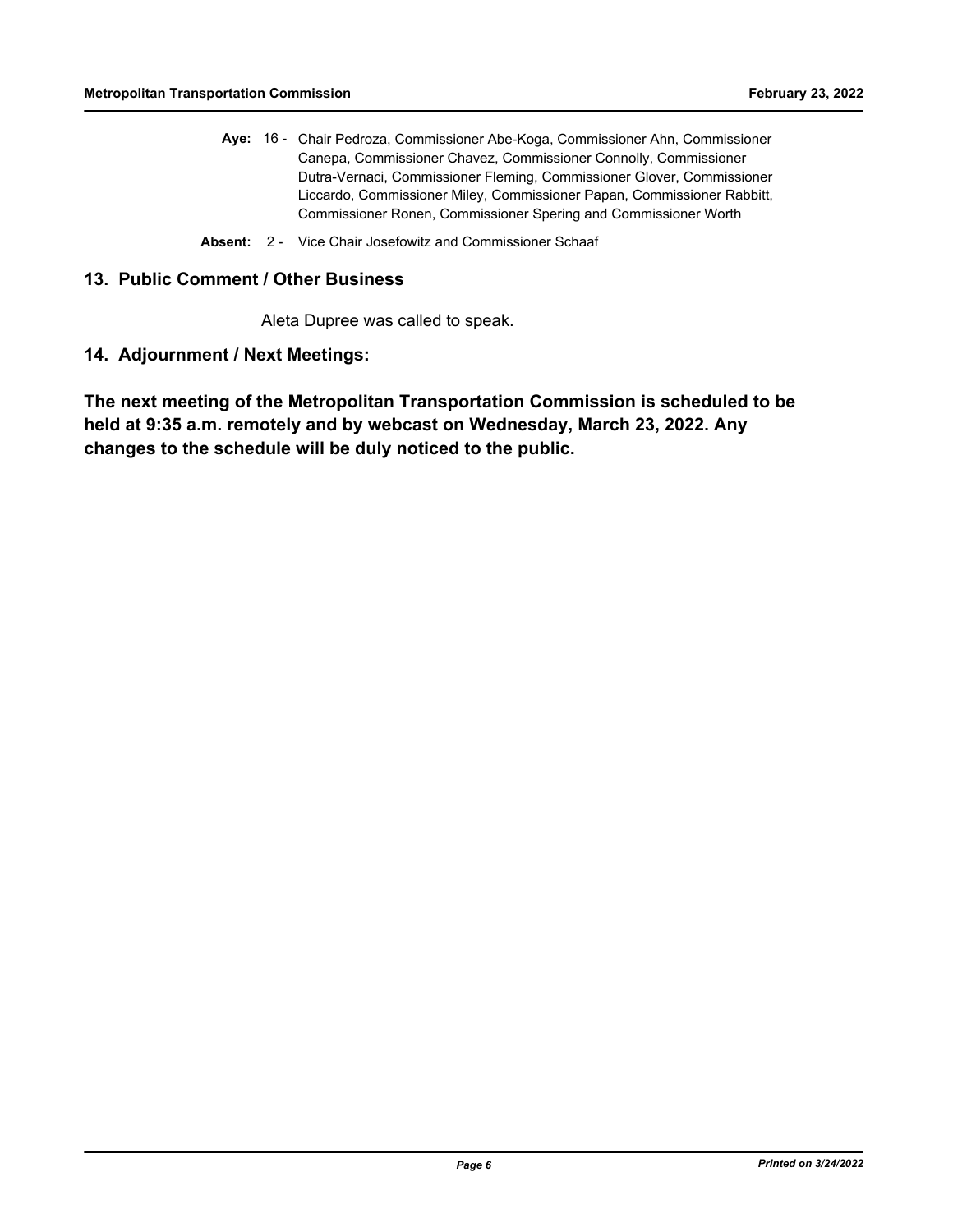**Aye:** 16 - Chair Pedroza, Commissioner Abe-Koga, Commissioner Ahn, Commissioner Canepa, Commissioner Chavez, Commissioner Connolly, Commissioner Dutra-Vernaci, Commissioner Fleming, Commissioner Glover, Commissioner Liccardo, Commissioner Miley, Commissioner Papan, Commissioner Rabbitt, Commissioner Ronen, Commissioner Spering and Commissioner Worth

**Absent:** 2 - Vice Chair Josefowitz and Commissioner Schaaf

## 13. Public Comment / Other Business

Aleta Dupree was called to speak.

## 14. Adjournment / Next Meetings:

**The next meeting of the Metropolitan Transportation Commission is scheduled to be held at 9:35 a.m. remotely and by webcast on Wednesday, March 23, 2022. Any changes to the schedule will be duly noticed to the public.**